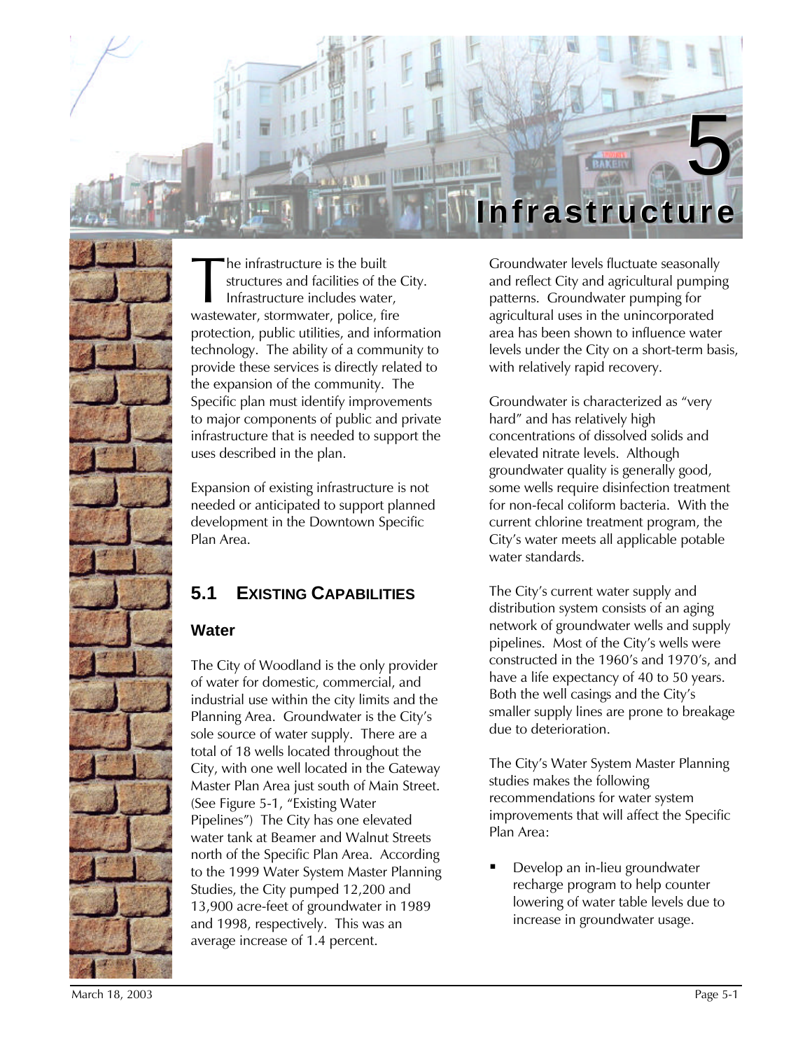# 5 Infrastructure

The infrastructure is the built structures and facilities of the City. Infrastructure includes water, wastewater, stormwater, police, fire protection, public utilities, and information technology. The ability of a community to provide these services is directly related to the expansion of the community. The Specific plan must identify improvements to major components of public and private infrastructure that is needed to support the uses described in the plan.

Expansion of existing infrastructure is not needed or anticipated to support planned development in the Downtown Specific Plan Area.

## 5.1 EXISTING CAPABILITIES

### Water

The City of Woodland is the only provider of water for domestic, commercial, and industrial use within the city limits and the Planning Area. Groundwater is the City's sole source of water supply. There are a total of 18 wells located throughout the City, with one well located in the Gateway Master Plan Area just south of Main Street. (See Figure 5-1, "Existing Water Pipelines") The City has one elevated water tank at Beamer and Walnut Streets north of the Specific Plan Area. According to the 1999 Water System Master Planning Studies, the City pumped 12,200 and 13,900 acre-feet of groundwater in 1989 and 1998, respectively. This was an average increase of 1.4 percent.

Groundwater levels fluctuate seasonally and reflect City and agricultural pumping patterns. Groundwater pumping for agricultural uses in the unincorporated area has been shown to influence water levels under the City on a short-term basis, with relatively rapid recovery.

Groundwater is characterized as "very hard" and has relatively high concentrations of dissolved solids and elevated nitrate levels. Although groundwater quality is generally good, some wells require disinfection treatment for non-fecal coliform bacteria. With the current chlorine treatment program, the City's water meets all applicable potable water standards.

The City's current water supply and distribution system consists of an aging network of groundwater wells and supply pipelines. Most of the City's wells were constructed in the 1960's and 1970's, and have a life expectancy of 40 to 50 years. Both the well casings and the City's smaller supply lines are prone to breakage due to deterioration.

The City's Water System Master Planning studies makes the following recommendations for water system improvements that will affect the Specific Plan Area:

- Develop an in-lieu groundwater recharge program to help counter lowering of water table levels due to increase in groundwater usage.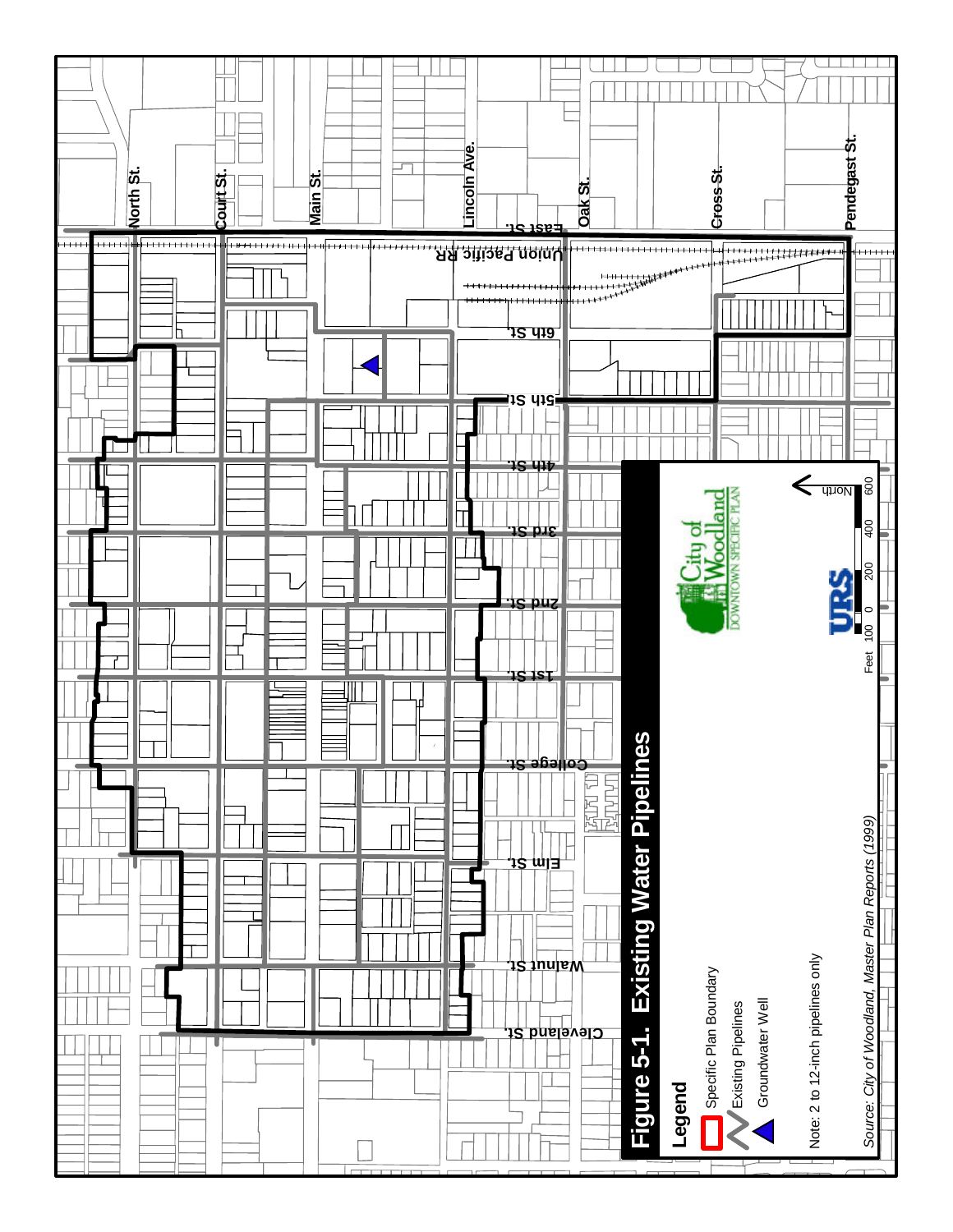# Figure 5-1. Existing Water Pipelines

**Legend**

- Specific Plan Boundary
- Existing Pipelines
- Groundwater Well

Note: 2 to 12-inch pipelines only

*Source: City of Woodland, Master Plan Reports (1999)*

North St. | Court St. | Main St. | Lincoln Ave. | East St. | Oak St. | Cross St. | Pendegast St. | Union Pacific RR | 6th St. | 5th St. | 4th St. | 3rd St. | 2nd St. | 1st St. | College St. | Elm St. | Walnut St. | Cleveland St.

Feet 100 0 200 400 600

North

URS

City of Woodland DOWNTOWN SPECIFIC PLAN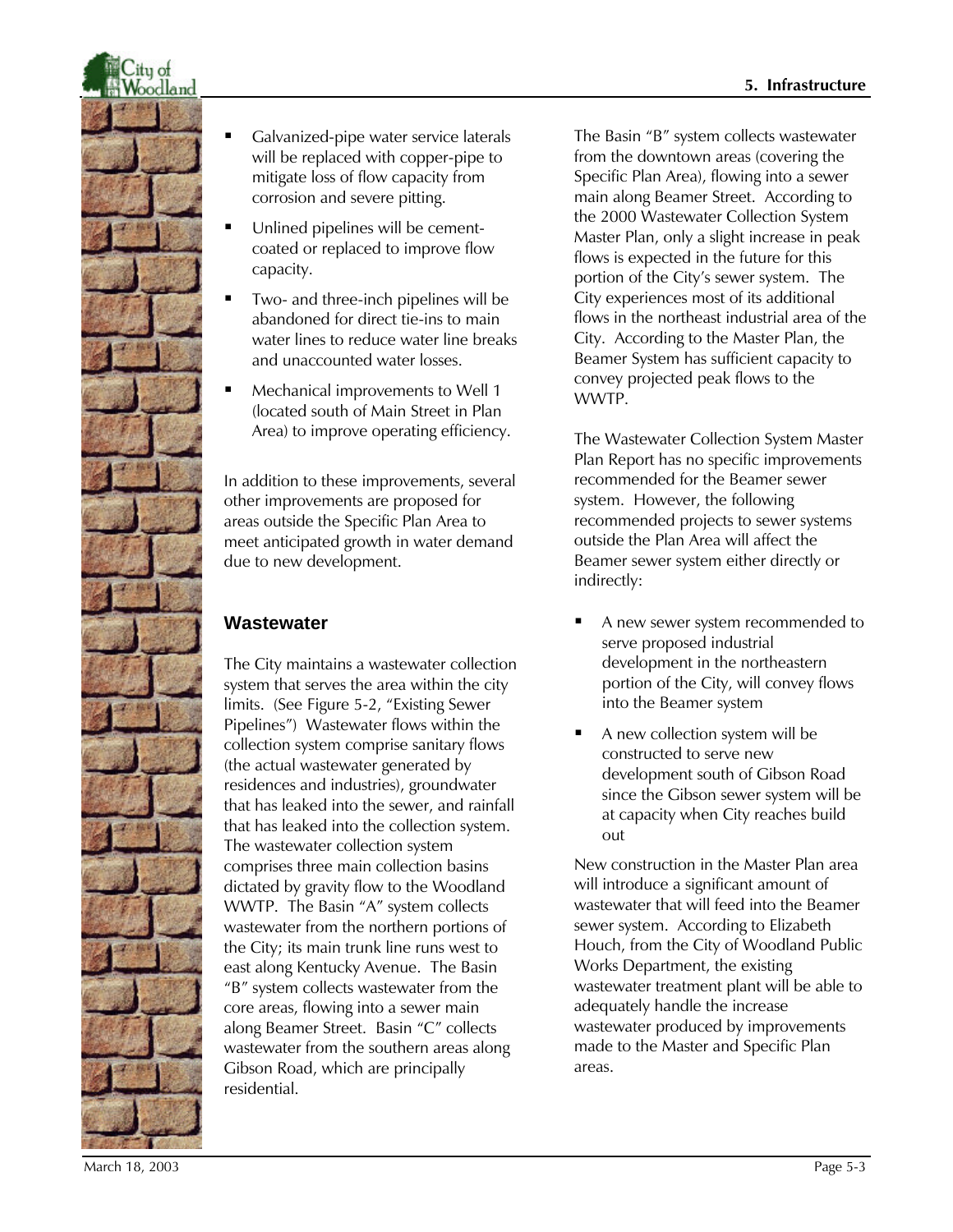- Galvanized-pipe water service laterals will be replaced with copper-pipe to mitigate loss of flow capacity from corrosion and severe pitting.
- Unlined pipelines will be cement-coated or replaced to improve flow capacity.
- Two- and three-inch pipelines will be abandoned for direct tie-ins to main water lines to reduce water line breaks and unaccounted water losses.
- Mechanical improvements to Well 1 (located south of Main Street in Plan Area) to improve operating efficiency.

In addition to these improvements, several other improvements are proposed for areas outside the Specific Plan Area to meet anticipated growth in water demand due to new development.

## Wastewater

The City maintains a wastewater collection system that serves the area within the city limits. (See Figure 5-2, "Existing Sewer Pipelines") Wastewater flows within the collection system comprise sanitary flows (the actual wastewater generated by residences and industries), groundwater that has leaked into the sewer, and rainfall that has leaked into the collection system. The wastewater collection system comprises three main collection basins dictated by gravity flow to the Woodland WWTP. The Basin "A" system collects wastewater from the northern portions of the City; its main trunk line runs west to east along Kentucky Avenue. The Basin "B" system collects wastewater from the core areas, flowing into a sewer main along Beamer Street. Basin "C" collects wastewater from the southern areas along Gibson Road, which are principally residential.

The Basin "B" system collects wastewater from the downtown areas (covering the Specific Plan Area), flowing into a sewer main along Beamer Street. According to the 2000 Wastewater Collection System Master Plan, only a slight increase in peak flows is expected in the future for this portion of the City's sewer system. The City experiences most of its additional flows in the northeast industrial area of the City. According to the Master Plan, the Beamer System has sufficient capacity to convey projected peak flows to the WWTP.

The Wastewater Collection System Master Plan Report has no specific improvements recommended for the Beamer sewer system. However, the following recommended projects to sewer systems outside the Plan Area will affect the Beamer sewer system either directly or indirectly:

- A new sewer system recommended to serve proposed industrial development in the northeastern portion of the City, will convey flows into the Beamer system
- A new collection system will be constructed to serve new development south of Gibson Road since the Gibson sewer system will be at capacity when City reaches build out

New construction in the Master Plan area will introduce a significant amount of wastewater that will feed into the Beamer sewer system. According to Elizabeth Houch, from the City of Woodland Public Works Department, the existing wastewater treatment plant will be able to adequately handle the increase wastewater produced by improvements made to the Master and Specific Plan areas.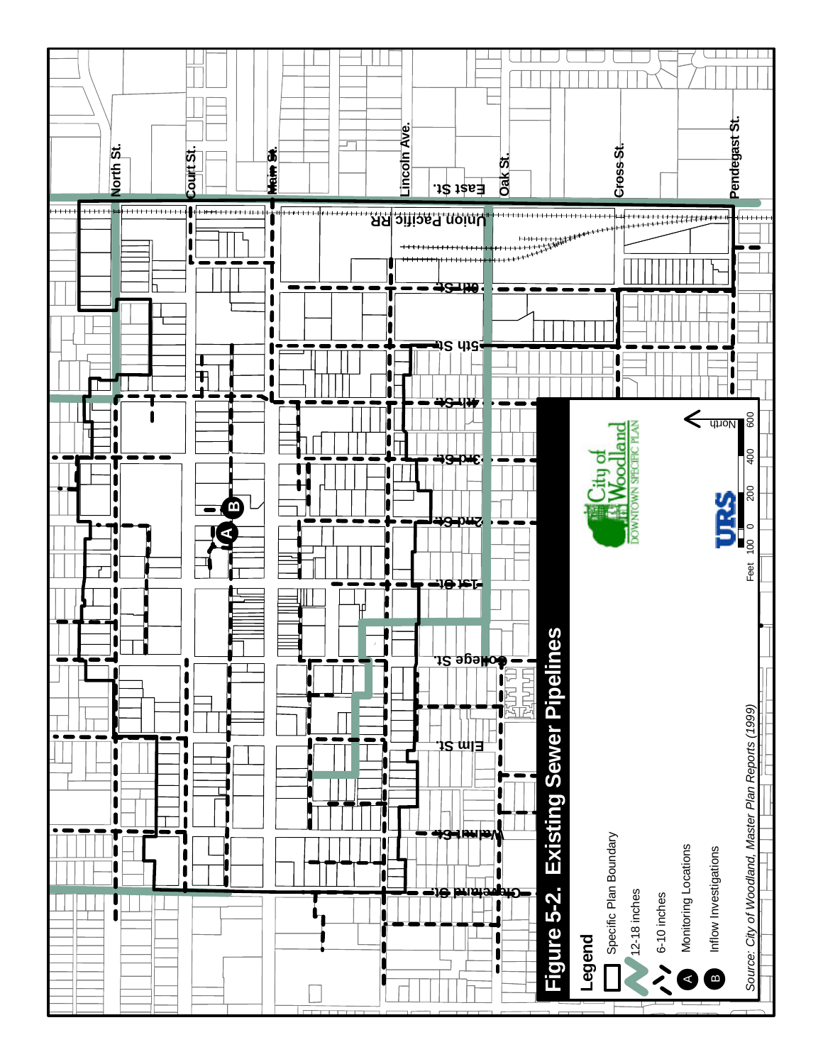# Figure 5-2. Existing Sewer Pipelines

**Legend**

- Specific Plan Boundary
- 12-18 inches
- 6-10 inches
- A Monitoring Locations
- B Inflow Investigations

*Source: City of Woodland, Master Plan Reports (1999)*

City of Woodland DOWNTOWN SPECIFIC PLAN

URS

Feet 100 0 200 400 600

North

North St.
Court St.
Main St.
Lincoln Ave.
East St.
Oak St.
Cross St.
Pendegast St.
Union Pacific RR
6th St.
5th St.
4th St.
3rd St.
2nd St.
1st St.
College St.
Elm St.
Walnut St.
Cleveland St.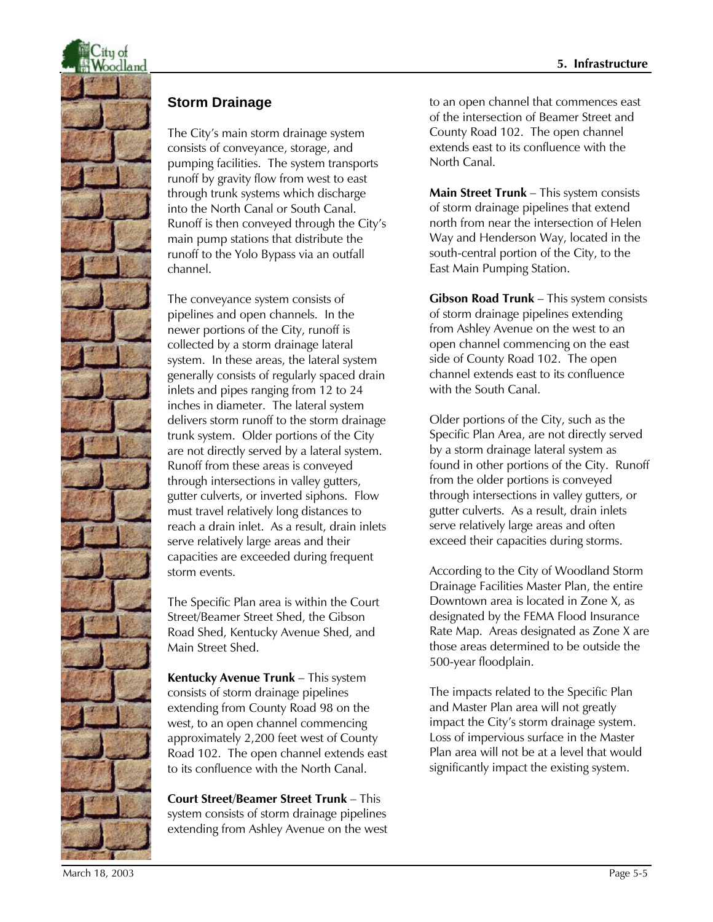## Storm Drainage

The City's main storm drainage system consists of conveyance, storage, and pumping facilities. The system transports runoff by gravity flow from west to east through trunk systems which discharge into the North Canal or South Canal. Runoff is then conveyed through the City's main pump stations that distribute the runoff to the Yolo Bypass via an outfall channel.

The conveyance system consists of pipelines and open channels. In the newer portions of the City, runoff is collected by a storm drainage lateral system. In these areas, the lateral system generally consists of regularly spaced drain inlets and pipes ranging from 12 to 24 inches in diameter. The lateral system delivers storm runoff to the storm drainage trunk system. Older portions of the City are not directly served by a lateral system. Runoff from these areas is conveyed through intersections in valley gutters, gutter culverts, or inverted siphons. Flow must travel relatively long distances to reach a drain inlet. As a result, drain inlets serve relatively large areas and their capacities are exceeded during frequent storm events.

The Specific Plan area is within the Court Street/Beamer Street Shed, the Gibson Road Shed, Kentucky Avenue Shed, and Main Street Shed.

**Kentucky Avenue Trunk** – This system consists of storm drainage pipelines extending from County Road 98 on the west, to an open channel commencing approximately 2,200 feet west of County Road 102. The open channel extends east to its confluence with the North Canal.

**Court Street/Beamer Street Trunk** – This system consists of storm drainage pipelines extending from Ashley Avenue on the west to an open channel that commences east of the intersection of Beamer Street and County Road 102. The open channel extends east to its confluence with the North Canal.

**Main Street Trunk** – This system consists of storm drainage pipelines that extend north from near the intersection of Helen Way and Henderson Way, located in the south-central portion of the City, to the East Main Pumping Station.

**Gibson Road Trunk** – This system consists of storm drainage pipelines extending from Ashley Avenue on the west to an open channel commencing on the east side of County Road 102. The open channel extends east to its confluence with the South Canal.

Older portions of the City, such as the Specific Plan Area, are not directly served by a storm drainage lateral system as found in other portions of the City. Runoff from the older portions is conveyed through intersections in valley gutters, or gutter culverts. As a result, drain inlets serve relatively large areas and often exceed their capacities during storms.

According to the City of Woodland Storm Drainage Facilities Master Plan, the entire Downtown area is located in Zone X, as designated by the FEMA Flood Insurance Rate Map. Areas designated as Zone X are those areas determined to be outside the 500-year floodplain.

The impacts related to the Specific Plan and Master Plan area will not greatly impact the City's storm drainage system. Loss of impervious surface in the Master Plan area will not be at a level that would significantly impact the existing system.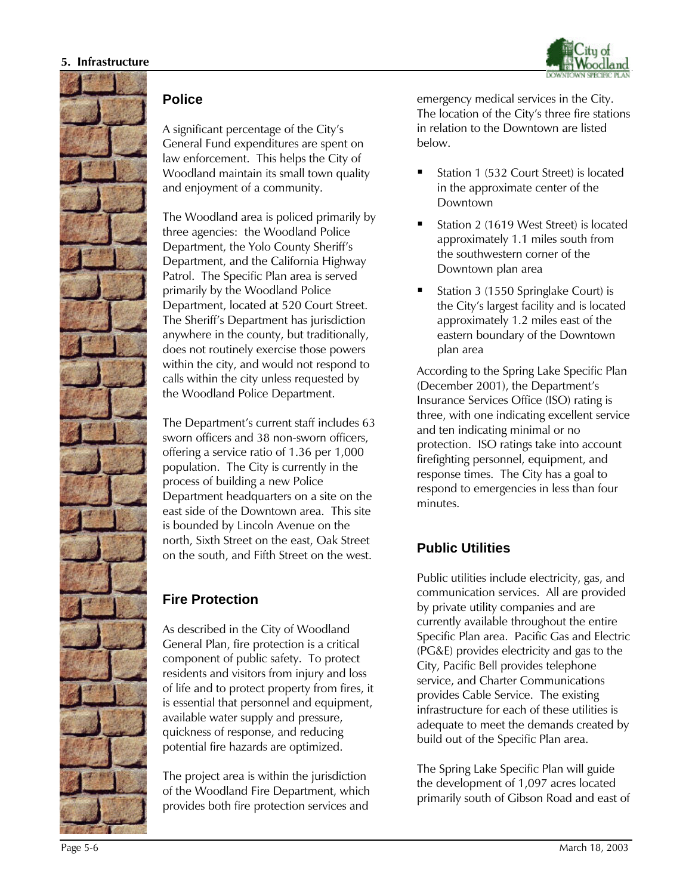## Police

A significant percentage of the City's General Fund expenditures are spent on law enforcement. This helps the City of Woodland maintain its small town quality and enjoyment of a community.

The Woodland area is policed primarily by three agencies: the Woodland Police Department, the Yolo County Sheriff's Department, and the California Highway Patrol. The Specific Plan area is served primarily by the Woodland Police Department, located at 520 Court Street. The Sheriff's Department has jurisdiction anywhere in the county, but traditionally, does not routinely exercise those powers within the city, and would not respond to calls within the city unless requested by the Woodland Police Department.

The Department's current staff includes 63 sworn officers and 38 non-sworn officers, offering a service ratio of 1.36 per 1,000 population. The City is currently in the process of building a new Police Department headquarters on a site on the east side of the Downtown area. This site is bounded by Lincoln Avenue on the north, Sixth Street on the east, Oak Street on the south, and Fifth Street on the west.

## Fire Protection

As described in the City of Woodland General Plan, fire protection is a critical component of public safety. To protect residents and visitors from injury and loss of life and to protect property from fires, it is essential that personnel and equipment, available water supply and pressure, quickness of response, and reducing potential fire hazards are optimized.

The project area is within the jurisdiction of the Woodland Fire Department, which provides both fire protection services and emergency medical services in the City. The location of the City's three fire stations in relation to the Downtown are listed below.

- Station 1 (532 Court Street) is located in the approximate center of the Downtown
- Station 2 (1619 West Street) is located approximately 1.1 miles south from the southwestern corner of the Downtown plan area
- Station 3 (1550 Springlake Court) is the City's largest facility and is located approximately 1.2 miles east of the eastern boundary of the Downtown plan area

According to the Spring Lake Specific Plan (December 2001), the Department's Insurance Services Office (ISO) rating is three, with one indicating excellent service and ten indicating minimal or no protection. ISO ratings take into account firefighting personnel, equipment, and response times. The City has a goal to respond to emergencies in less than four minutes.

## Public Utilities

Public utilities include electricity, gas, and communication services. All are provided by private utility companies and are currently available throughout the entire Specific Plan area. Pacific Gas and Electric (PG&E) provides electricity and gas to the City, Pacific Bell provides telephone service, and Charter Communications provides Cable Service. The existing infrastructure for each of these utilities is adequate to meet the demands created by build out of the Specific Plan area.

The Spring Lake Specific Plan will guide the development of 1,097 acres located primarily south of Gibson Road and east of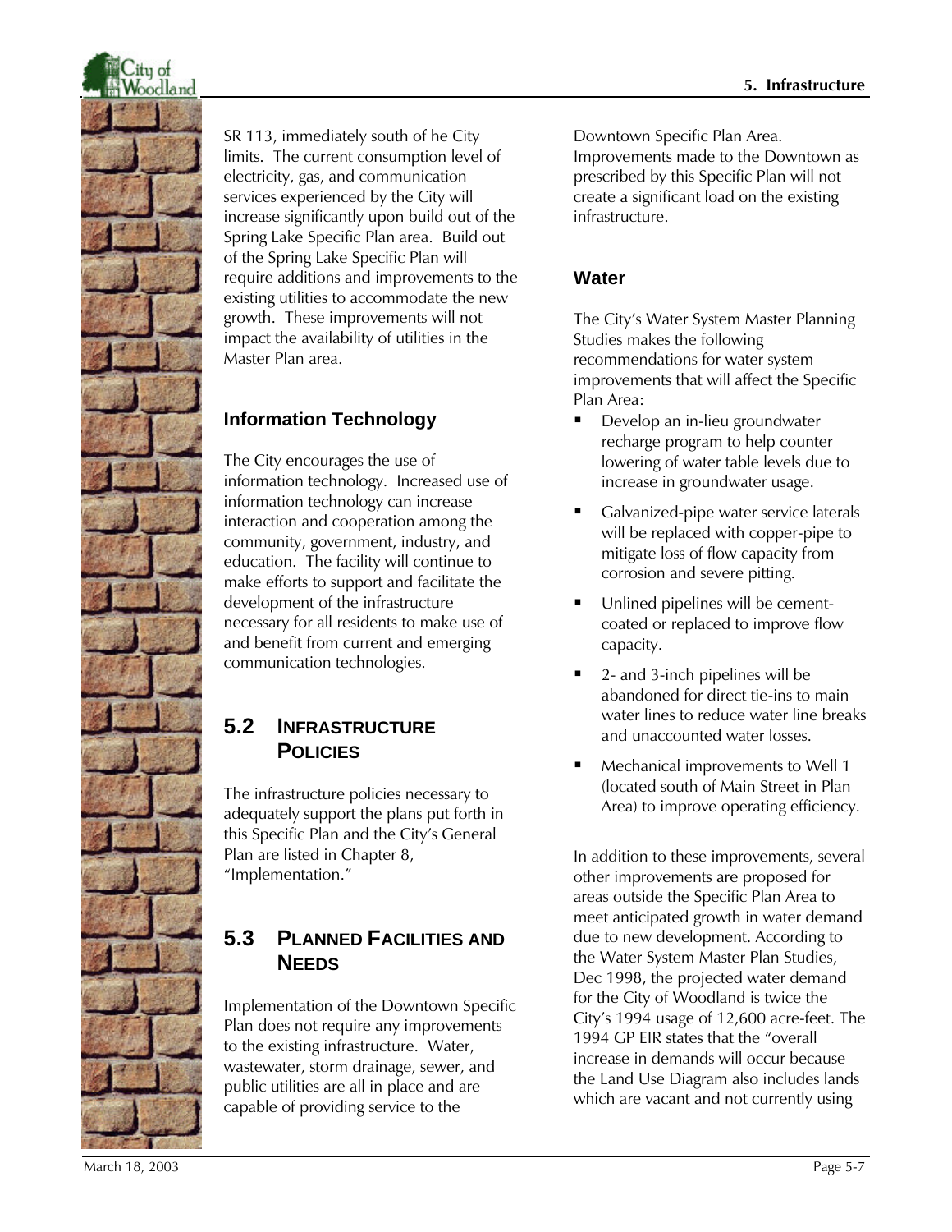SR 113, immediately south of he City limits. The current consumption level of electricity, gas, and communication services experienced by the City will increase significantly upon build out of the Spring Lake Specific Plan area. Build out of the Spring Lake Specific Plan will require additions and improvements to the existing utilities to accommodate the new growth. These improvements will not impact the availability of utilities in the Master Plan area.

### Information Technology

The City encourages the use of information technology. Increased use of information technology can increase interaction and cooperation among the community, government, industry, and education. The facility will continue to make efforts to support and facilitate the development of the infrastructure necessary for all residents to make use of and benefit from current and emerging communication technologies.

## 5.2 Infrastructure Policies

The infrastructure policies necessary to adequately support the plans put forth in this Specific Plan and the City's General Plan are listed in Chapter 8, "Implementation."

## 5.3 Planned Facilities and Needs

Implementation of the Downtown Specific Plan does not require any improvements to the existing infrastructure. Water, wastewater, storm drainage, sewer, and public utilities are all in place and are capable of providing service to the Downtown Specific Plan Area. Improvements made to the Downtown as prescribed by this Specific Plan will not create a significant load on the existing infrastructure.

### Water

The City's Water System Master Planning Studies makes the following recommendations for water system improvements that will affect the Specific Plan Area:

- Develop an in-lieu groundwater recharge program to help counter lowering of water table levels due to increase in groundwater usage.
- Galvanized-pipe water service laterals will be replaced with copper-pipe to mitigate loss of flow capacity from corrosion and severe pitting.
- Unlined pipelines will be cement-coated or replaced to improve flow capacity.
- 2- and 3-inch pipelines will be abandoned for direct tie-ins to main water lines to reduce water line breaks and unaccounted water losses.
- Mechanical improvements to Well 1 (located south of Main Street in Plan Area) to improve operating efficiency.

In addition to these improvements, several other improvements are proposed for areas outside the Specific Plan Area to meet anticipated growth in water demand due to new development. According to the Water System Master Plan Studies, Dec 1998, the projected water demand for the City of Woodland is twice the City's 1994 usage of 12,600 acre-feet. The 1994 GP EIR states that the "overall increase in demands will occur because the Land Use Diagram also includes lands which are vacant and not currently using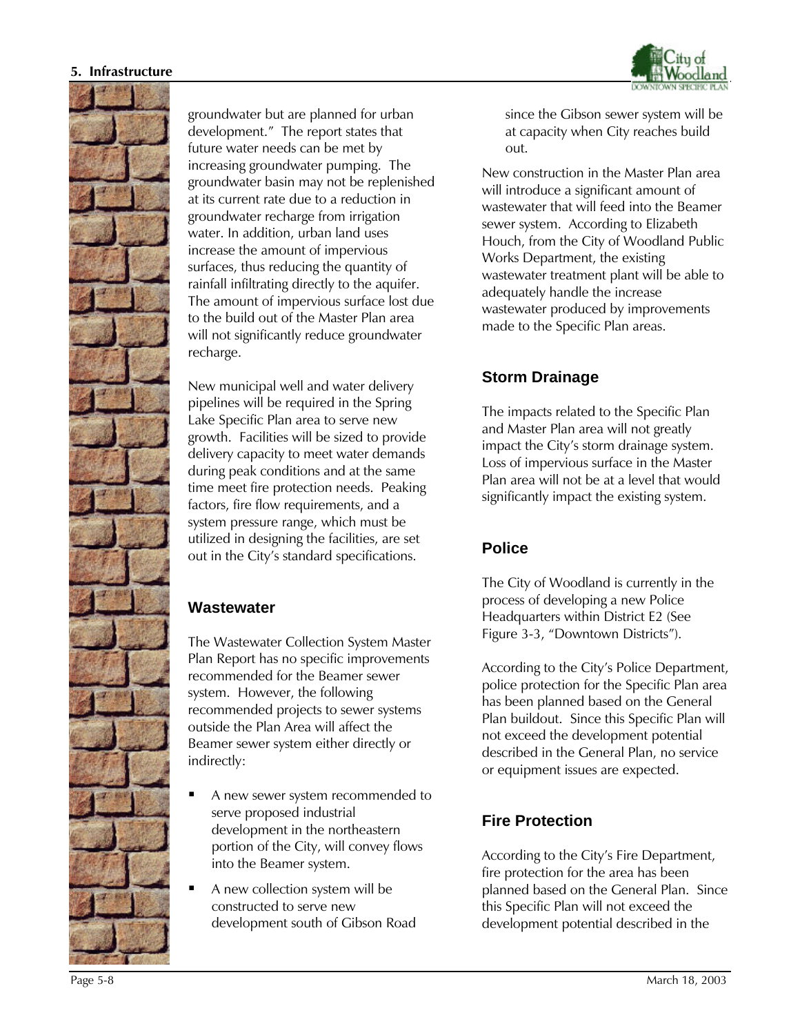groundwater but are planned for urban development." The report states that future water needs can be met by increasing groundwater pumping. The groundwater basin may not be replenished at its current rate due to a reduction in groundwater recharge from irrigation water. In addition, urban land uses increase the amount of impervious surfaces, thus reducing the quantity of rainfall infiltrating directly to the aquifer. The amount of impervious surface lost due to the build out of the Master Plan area will not significantly reduce groundwater recharge.

New municipal well and water delivery pipelines will be required in the Spring Lake Specific Plan area to serve new growth. Facilities will be sized to provide delivery capacity to meet water demands during peak conditions and at the same time meet fire protection needs. Peaking factors, fire flow requirements, and a system pressure range, which must be utilized in designing the facilities, are set out in the City's standard specifications.

## Wastewater

The Wastewater Collection System Master Plan Report has no specific improvements recommended for the Beamer sewer system. However, the following recommended projects to sewer systems outside the Plan Area will affect the Beamer sewer system either directly or indirectly:

- A new sewer system recommended to serve proposed industrial development in the northeastern portion of the City, will convey flows into the Beamer system.
- A new collection system will be constructed to serve new development south of Gibson Road since the Gibson sewer system will be at capacity when City reaches build out.

New construction in the Master Plan area will introduce a significant amount of wastewater that will feed into the Beamer sewer system. According to Elizabeth Houch, from the City of Woodland Public Works Department, the existing wastewater treatment plant will be able to adequately handle the increase wastewater produced by improvements made to the Specific Plan areas.

## Storm Drainage

The impacts related to the Specific Plan and Master Plan area will not greatly impact the City's storm drainage system. Loss of impervious surface in the Master Plan area will not be at a level that would significantly impact the existing system.

## Police

The City of Woodland is currently in the process of developing a new Police Headquarters within District E2 (See Figure 3-3, "Downtown Districts").

According to the City's Police Department, police protection for the Specific Plan area has been planned based on the General Plan buildout. Since this Specific Plan will not exceed the development potential described in the General Plan, no service or equipment issues are expected.

## Fire Protection

According to the City's Fire Department, fire protection for the area has been planned based on the General Plan. Since this Specific Plan will not exceed the development potential described in the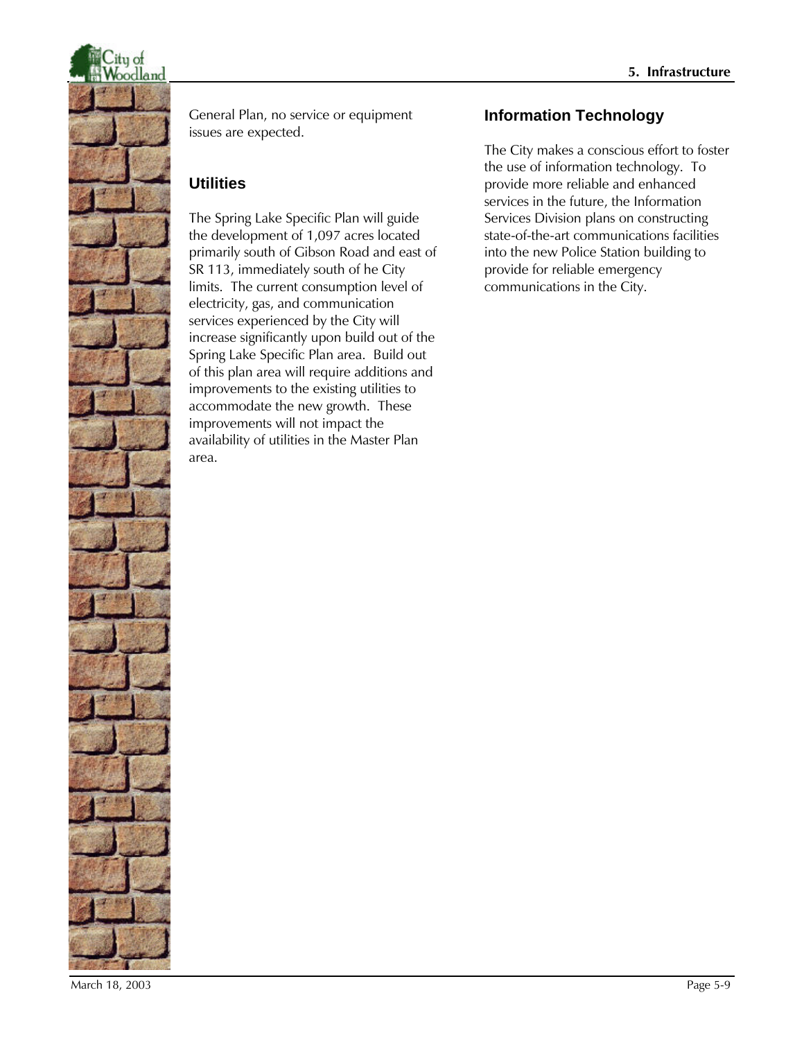General Plan, no service or equipment issues are expected.

## Utilities

The Spring Lake Specific Plan will guide the development of 1,097 acres located primarily south of Gibson Road and east of SR 113, immediately south of he City limits. The current consumption level of electricity, gas, and communication services experienced by the City will increase significantly upon build out of the Spring Lake Specific Plan area. Build out of this plan area will require additions and improvements to the existing utilities to accommodate the new growth. These improvements will not impact the availability of utilities in the Master Plan area.

## Information Technology

The City makes a conscious effort to foster the use of information technology. To provide more reliable and enhanced services in the future, the Information Services Division plans on constructing state-of-the-art communications facilities into the new Police Station building to provide for reliable emergency communications in the City.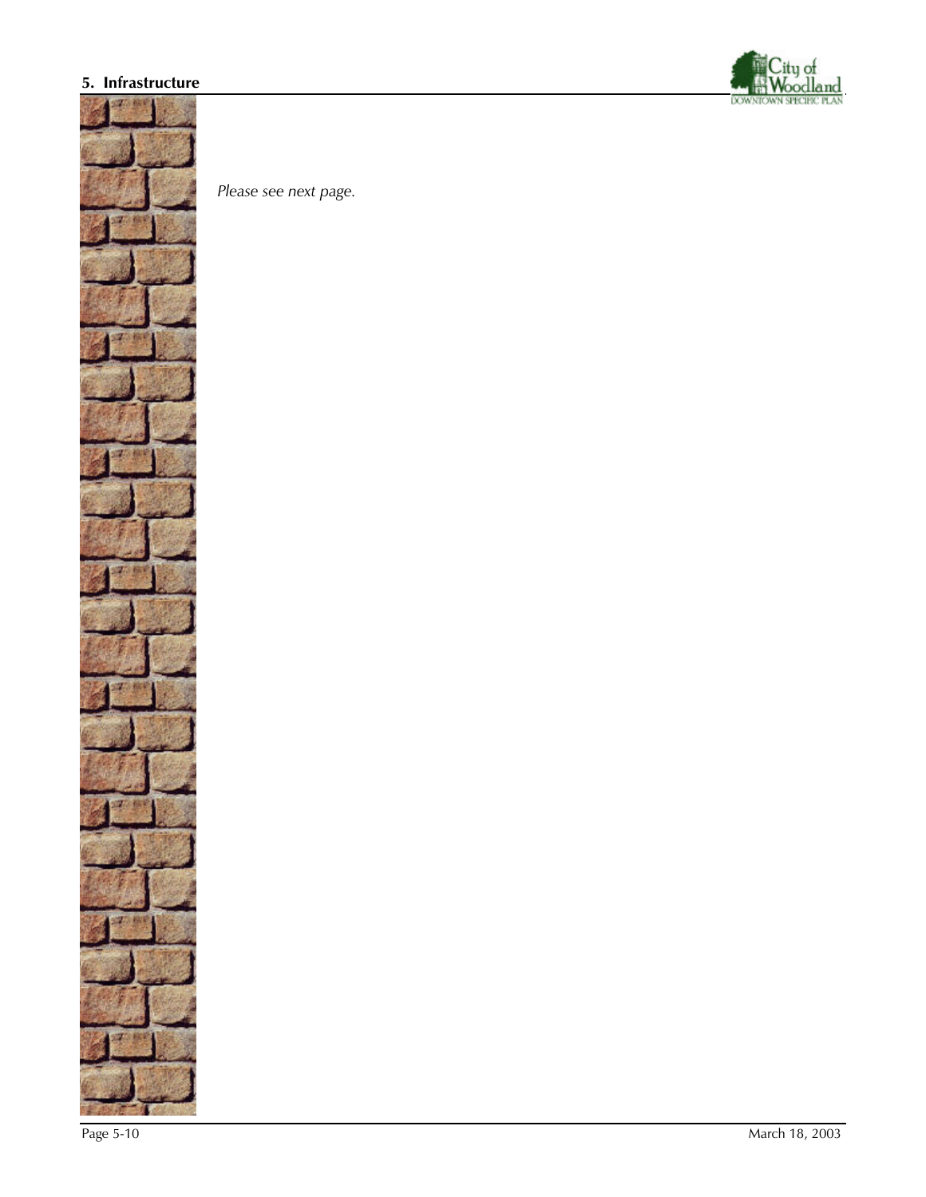*Please see next page.*